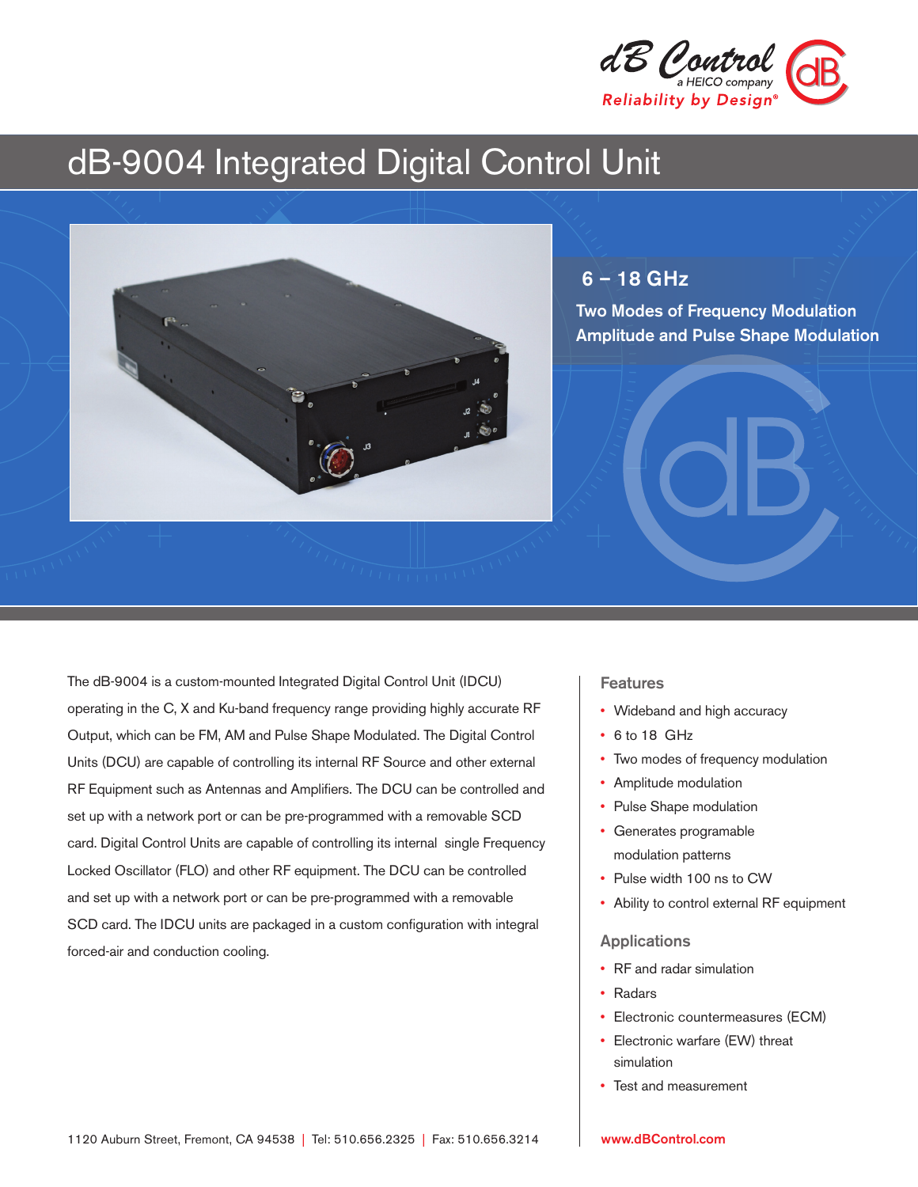dB Control
a HEICO company
Reliability by Design®

# dB-9004 Integrated Digital Control Unit

## 6 – 18 GHz

**Two Modes of Frequency Modulation**
**Amplitude and Pulse Shape Modulation**

The dB-9004 is a custom-mounted Integrated Digital Control Unit (IDCU) operating in the C, X and Ku-band frequency range providing highly accurate RF Output, which can be FM, AM and Pulse Shape Modulated. The Digital Control Units (DCU) are capable of controlling its internal RF Source and other external RF Equipment such as Antennas and Amplifiers. The DCU can be controlled and set up with a network port or can be pre-programmed with a removable SCD card. Digital Control Units are capable of controlling its internal single Frequency Locked Oscillator (FLO) and other RF equipment. The DCU can be controlled and set up with a network port or can be pre-programmed with a removable SCD card. The IDCU units are packaged in a custom configuration with integral forced-air and conduction cooling.

### Features

- Wideband and high accuracy
- 6 to 18 GHz
- Two modes of frequency modulation
- Amplitude modulation
- Pulse Shape modulation
- Generates programable modulation patterns
- Pulse width 100 ns to CW
- Ability to control external RF equipment

### Applications

- RF and radar simulation
- Radars
- Electronic countermeasures (ECM)
- Electronic warfare (EW) threat simulation
- Test and measurement

1120 Auburn Street, Fremont, CA 94538 | Tel: 510.656.2325 | Fax: 510.656.3214

www.dBControl.com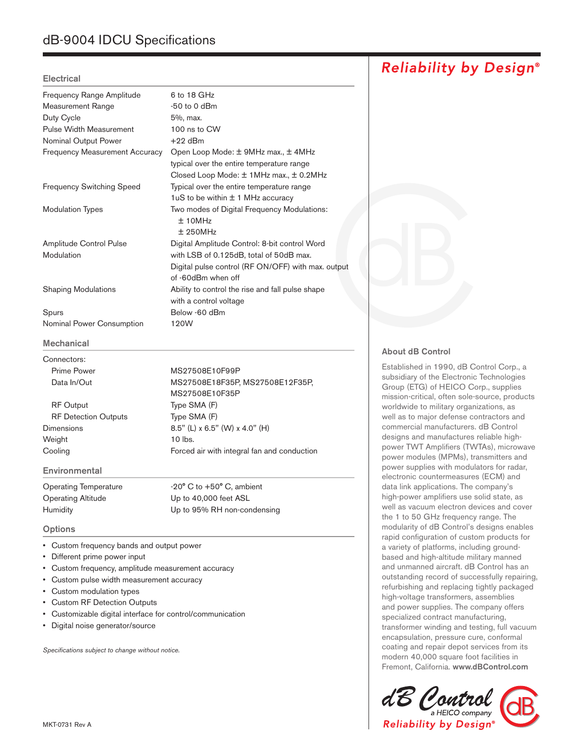# dB-9004 IDCU Specifications

## Electrical

| | |
|---|---|
| Frequency Range Amplitude | 6 to 18 GHz |
| Measurement Range | -50 to 0 dBm |
| Duty Cycle | 5%, max. |
| Pulse Width Measurement | 100 ns to CW |
| Nominal Output Power | +22 dBm |
| Frequency Measurement Accuracy | Open Loop Mode: ± 9MHz max., ± 4MHz typical over the entire temperature range<br>Closed Loop Mode: ± 1MHz max., ± 0.2MHz |
| Frequency Switching Speed | Typical over the entire temperature range<br>1uS to be within ± 1 MHz accuracy |
| Modulation Types | Two modes of Digital Frequency Modulations:<br>± 10MHz<br>± 250MHz |
| Amplitude Control Pulse Modulation | Digital Amplitude Control: 8-bit control Word with LSB of 0.125dB, total of 50dB max.<br>Digital pulse control (RF ON/OFF) with max. output of -60dBm when off |
| Shaping Modulations | Ability to control the rise and fall pulse shape with a control voltage |
| Spurs | Below -60 dBm |
| Nominal Power Consumption | 120W |

## Mechanical

| | |
|---|---|
| Connectors: | |
| Prime Power | MS27508E10F99P |
| Data In/Out | MS27508E18F35P, MS27508E12F35P, MS27508E10F35P |
| RF Output | Type SMA (F) |
| RF Detection Outputs | Type SMA (F) |
| Dimensions | 8.5" (L) x 6.5" (W) x 4.0" (H) |
| Weight | 10 lbs. |
| Cooling | Forced air with integral fan and conduction |

## Environmental

| | |
|---|---|
| Operating Temperature | -20° C to +50° C, ambient |
| Operating Altitude | Up to 40,000 feet ASL |
| Humidity | Up to 95% RH non-condensing |

## Options

- Custom frequency bands and output power
- Different prime power input
- Custom frequency, amplitude measurement accuracy
- Custom pulse width measurement accuracy
- Custom modulation types
- Custom RF Detection Outputs
- Customizable digital interface for control/communication
- Digital noise generator/source

*Specifications subject to change without notice.*

MKT-0731 Rev A

*Reliability by Design®*

## About dB Control

Established in 1990, dB Control Corp., a subsidiary of the Electronic Technologies Group (ETG) of HEICO Corp., supplies mission-critical, often sole-source, products worldwide to military organizations, as well as to major defense contractors and commercial manufacturers. dB Control designs and manufactures reliable high-power TWT Amplifiers (TWTAs), microwave power modules (MPMs), transmitters and power supplies with modulators for radar, electronic countermeasures (ECM) and data link applications. The company's high-power amplifiers use solid state, as well as vacuum electron devices and cover the 1 to 50 GHz frequency range. The modularity of dB Control's designs enables rapid configuration of custom products for a variety of platforms, including ground-based and high-altitude military manned and unmanned aircraft. dB Control has an outstanding record of successfully repairing, refurbishing and replacing tightly packaged high-voltage transformers, assemblies and power supplies. The company offers specialized contract manufacturing, transformer winding and testing, full vacuum encapsulation, pressure cure, conformal coating and repair depot services from its modern 40,000 square foot facilities in Fremont, California. **www.dBControl.com**

dB Control
a HEICO company
*Reliability by Design®*